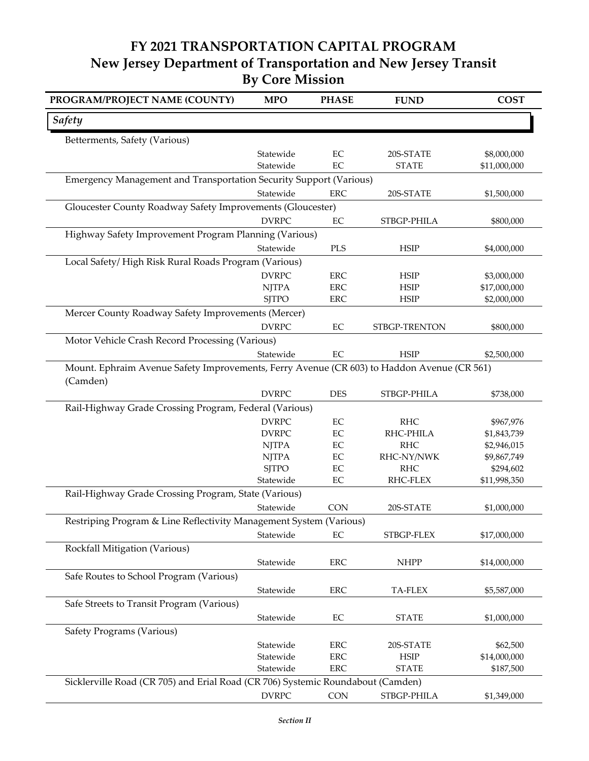# FY 2021 TRANSPORTATION CAPITAL PROGRAM
## New Jersey Department of Transportation and New Jersey Transit
## By Core Mission

| PROGRAM/PROJECT NAME (COUNTY) | MPO | PHASE | FUND | COST |
|---|---|---|---|---|
| ***Safety*** | | | | |
| Betterments, Safety (Various) | | | | |
| | Statewide | EC | 20S-STATE | $8,000,000 |
| | Statewide | EC | STATE | $11,000,000 |
| Emergency Management and Transportation Security Support (Various) | | | | |
| | Statewide | ERC | 20S-STATE | $1,500,000 |
| Gloucester County Roadway Safety Improvements (Gloucester) | | | | |
| | DVRPC | EC | STBGP-PHILA | $800,000 |
| Highway Safety Improvement Program Planning (Various) | | | | |
| | Statewide | PLS | HSIP | $4,000,000 |
| Local Safety/ High Risk Rural Roads Program (Various) | | | | |
| | DVRPC | ERC | HSIP | $3,000,000 |
| | NJTPA | ERC | HSIP | $17,000,000 |
| | SJTPO | ERC | HSIP | $2,000,000 |
| Mercer County Roadway Safety Improvements (Mercer) | | | | |
| | DVRPC | EC | STBGP-TRENTON | $800,000 |
| Motor Vehicle Crash Record Processing (Various) | | | | |
| | Statewide | EC | HSIP | $2,500,000 |
| Mount. Ephraim Avenue Safety Improvements, Ferry Avenue (CR 603) to Haddon Avenue (CR 561) (Camden) | | | | |
| | DVRPC | DES | STBGP-PHILA | $738,000 |
| Rail-Highway Grade Crossing Program, Federal (Various) | | | | |
| | DVRPC | EC | RHC | $967,976 |
| | DVRPC | EC | RHC-PHILA | $1,843,739 |
| | NJTPA | EC | RHC | $2,946,015 |
| | NJTPA | EC | RHC-NY/NWK | $9,867,749 |
| | SJTPO | EC | RHC | $294,602 |
| | Statewide | EC | RHC-FLEX | $11,998,350 |
| Rail-Highway Grade Crossing Program, State (Various) | | | | |
| | Statewide | CON | 20S-STATE | $1,000,000 |
| Restriping Program & Line Reflectivity Management System (Various) | | | | |
| | Statewide | EC | STBGP-FLEX | $17,000,000 |
| Rockfall Mitigation (Various) | | | | |
| | Statewide | ERC | NHPP | $14,000,000 |
| Safe Routes to School Program (Various) | | | | |
| | Statewide | ERC | TA-FLEX | $5,587,000 |
| Safe Streets to Transit Program (Various) | | | | |
| | Statewide | EC | STATE | $1,000,000 |
| Safety Programs (Various) | | | | |
| | Statewide | ERC | 20S-STATE | $62,500 |
| | Statewide | ERC | HSIP | $14,000,000 |
| | Statewide | ERC | STATE | $187,500 |
| Sicklerville Road (CR 705) and Erial Road (CR 706) Systemic Roundabout (Camden) | | | | |
| | DVRPC | CON | STBGP-PHILA | $1,349,000 |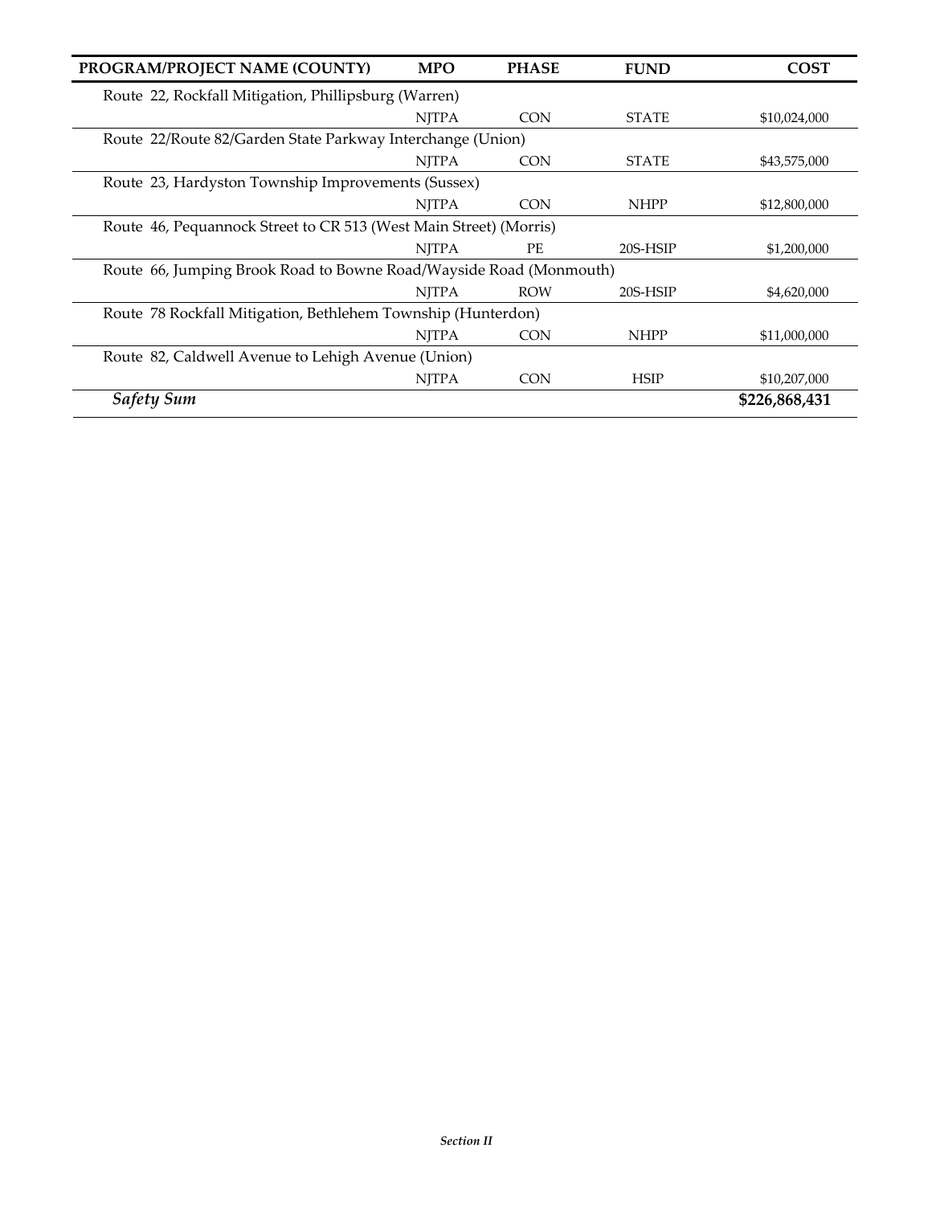| PROGRAM/PROJECT NAME (COUNTY) | MPO | PHASE | FUND | COST |
|---|---|---|---|---|
| Route 22, Rockfall Mitigation, Phillipsburg (Warren) | | | | |
| | NJTPA | CON | STATE | $10,024,000 |
| Route 22/Route 82/Garden State Parkway Interchange (Union) | | | | |
| | NJTPA | CON | STATE | $43,575,000 |
| Route 23, Hardyston Township Improvements (Sussex) | | | | |
| | NJTPA | CON | NHPP | $12,800,000 |
| Route 46, Pequannock Street to CR 513 (West Main Street) (Morris) | | | | |
| | NJTPA | PE | 20S-HSIP | $1,200,000 |
| Route 66, Jumping Brook Road to Bowne Road/Wayside Road (Monmouth) | | | | |
| | NJTPA | ROW | 20S-HSIP | $4,620,000 |
| Route 78 Rockfall Mitigation, Bethlehem Township (Hunterdon) | | | | |
| | NJTPA | CON | NHPP | $11,000,000 |
| Route 82, Caldwell Avenue to Lehigh Avenue (Union) | | | | |
| | NJTPA | CON | HSIP | $10,207,000 |
| ***Safety Sum*** | | | | **$226,868,431** |

*Section II*